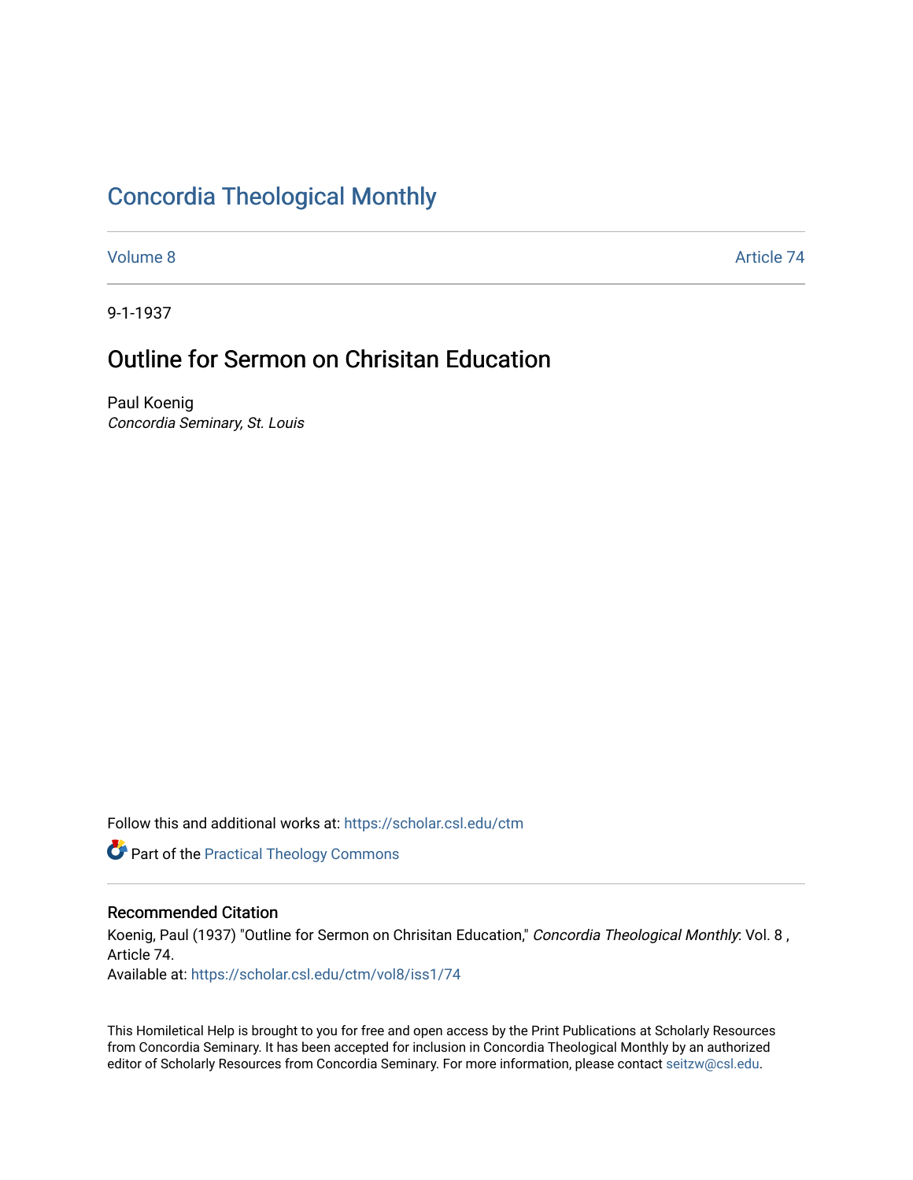# Concordia Theological Monthly

Volume 8 Article 74

9-1-1937

## Outline for Sermon on Chrisitan Education

Paul Koenig
*Concordia Seminary, St. Louis*

Follow this and additional works at: https://scholar.csl.edu/ctm

Part of the Practical Theology Commons

### Recommended Citation

Koenig, Paul (1937) "Outline for Sermon on Chrisitan Education," *Concordia Theological Monthly*: Vol. 8 , Article 74.
Available at: https://scholar.csl.edu/ctm/vol8/iss1/74

This Homiletical Help is brought to you for free and open access by the Print Publications at Scholarly Resources from Concordia Seminary. It has been accepted for inclusion in Concordia Theological Monthly by an authorized editor of Scholarly Resources from Concordia Seminary. For more information, please contact seitzw@csl.edu.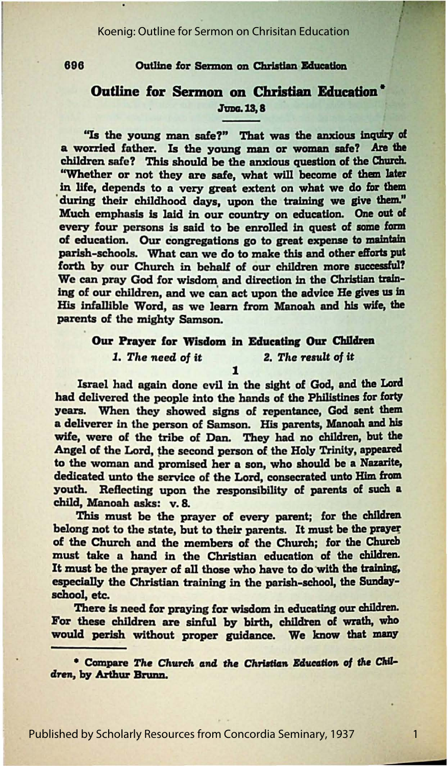# Outline for Sermon on Christian Education*

**JUDG. 13, 8**

"Is the young man safe?" That was the anxious inquiry of a worried father. Is the young man or woman safe? Are the children safe? This should be the anxious question of the Church. "Whether or not they are safe, what will become of them later in life, depends to a very great extent on what we do for them during their childhood days, upon the training we give them." Much emphasis is laid in our country on education. One out of every four persons is said to be enrolled in quest of some form of education. Our congregations go to great expense to maintain parish-schools. What can we do to make this and other efforts put forth by our Church in behalf of our children more successful? We can pray God for wisdom and direction in the Christian training of our children, and we can act upon the advice He gives us in His infallible Word, as we learn from Manoah and his wife, the parents of the mighty Samson.

## Our Prayer for Wisdom in Educating Our Children

*1. The need of it* — *2. The result of it*

### 1

Israel had again done evil in the sight of God, and the Lord had delivered the people into the hands of the Philistines for forty years. When they showed signs of repentance, God sent them a deliverer in the person of Samson. His parents, Manoah and his wife, were of the tribe of Dan. They had no children, but the Angel of the Lord, the second person of the Holy Trinity, appeared to the woman and promised her a son, who should be a Nazarite, dedicated unto the service of the Lord, consecrated unto Him from youth. Reflecting upon the responsibility of parents of such a child, Manoah asks: v. 8.

This must be the prayer of every parent; for the children belong not to the state, but to their parents. It must be the prayer of the Church and the members of the Church; for the Church must take a hand in the Christian education of the children. It must be the prayer of all those who have to do with the training, especially the Christian training in the parish-school, the Sunday-school, etc.

There is need for praying for wisdom in educating our children. For these children are sinful by birth, children of wrath, who would perish without proper guidance. We know that many

\* Compare *The Church and the Christian Education of the Children*, by Arthur Brunn.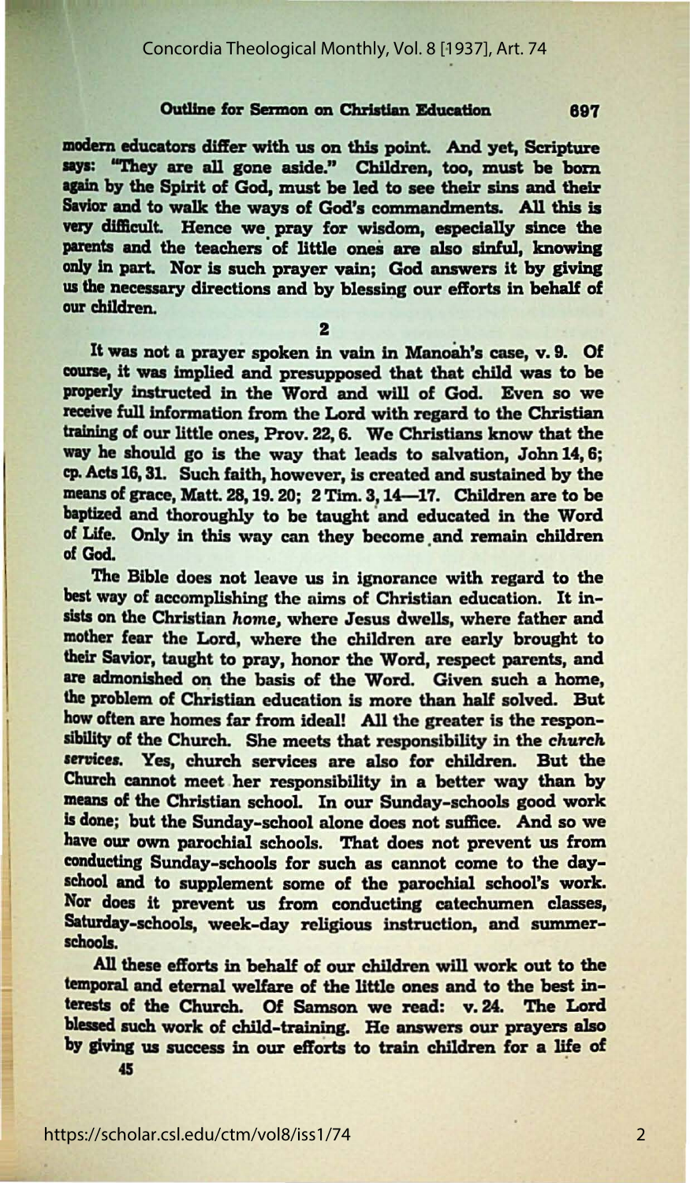modern educators differ with us on this point. And yet, Scripture says: "They are all gone aside." Children, too, must be born again by the Spirit of God, must be led to see their sins and their Savior and to walk the ways of God's commandments. All this is very difficult. Hence we pray for wisdom, especially since the parents and the teachers of little ones are also sinful, knowing only in part. Nor is such prayer vain; God answers it by giving us the necessary directions and by blessing our efforts in behalf of our children.

2

It was not a prayer spoken in vain in Manoah's case, v. 9. Of course, it was implied and presupposed that that child was to be properly instructed in the Word and will of God. Even so we receive full information from the Lord with regard to the Christian training of our little ones, Prov. 22, 6. We Christians know that the way he should go is the way that leads to salvation, John 14, 6; cp. Acts 16, 31. Such faith, however, is created and sustained by the means of grace, Matt. 28, 19. 20; 2 Tim. 3, 14—17. Children are to be baptized and thoroughly to be taught and educated in the Word of Life. Only in this way can they become and remain children of God.

The Bible does not leave us in ignorance with regard to the best way of accomplishing the aims of Christian education. It insists on the Christian *home*, where Jesus dwells, where father and mother fear the Lord, where the children are early brought to their Savior, taught to pray, honor the Word, respect parents, and are admonished on the basis of the Word. Given such a home, the problem of Christian education is more than half solved. But how often are homes far from ideal! All the greater is the responsibility of the Church. She meets that responsibility in the *church services*. Yes, church services are also for children. But the Church cannot meet her responsibility in a better way than by means of the Christian school. In our Sunday-schools good work is done; but the Sunday-school alone does not suffice. And so we have our own parochial schools. That does not prevent us from conducting Sunday-schools for such as cannot come to the day-school and to supplement some of the parochial school's work. Nor does it prevent us from conducting catechumen classes, Saturday-schools, week-day religious instruction, and summer-schools.

All these efforts in behalf of our children will work out to the temporal and eternal welfare of the little ones and to the best interests of the Church. Of Samson we read: v. 24. The Lord blessed such work of child-training. He answers our prayers also by giving us success in our efforts to train children for a life of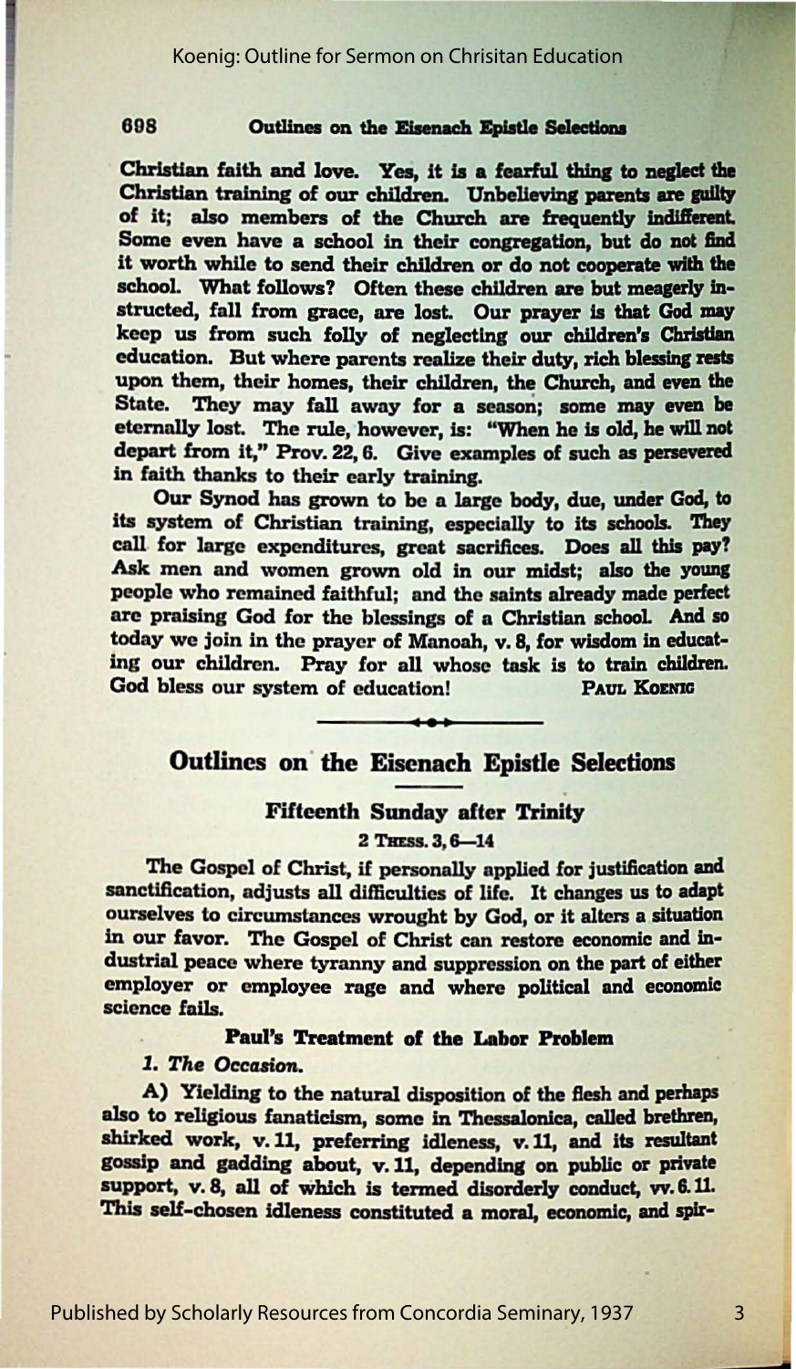Christian faith and love. Yes, it is a fearful thing to neglect the Christian training of our children. Unbelieving parents are guilty of it; also members of the Church are frequently indifferent. Some even have a school in their congregation, but do not find it worth while to send their children or do not cooperate with the school. What follows? Often these children are but meagerly instructed, fall from grace, are lost. Our prayer is that God may keep us from such folly of neglecting our children's Christian education. But where parents realize their duty, rich blessing rests upon them, their homes, their children, the Church, and even the State. They may fall away for a season; some may even be eternally lost. The rule, however, is: "When he is old, he will not depart from it," Prov. 22, 6. Give examples of such as persevered in faith thanks to their early training.

Our Synod has grown to be a large body, due, under God, to its system of Christian training, especially to its schools. They call for large expenditures, great sacrifices. Does all this pay? Ask men and women grown old in our midst; also the young people who remained faithful; and the saints already made perfect are praising God for the blessings of a Christian school. And so today we join in the prayer of Manoah, v. 8, for wisdom in educating our children. Pray for all whose task is to train children. God bless our system of education!

PAUL KOENIG

---

## Outlines on the Eisenach Epistle Selections

### Fifteenth Sunday after Trinity

2 THESS. 3, 6—14

The Gospel of Christ, if personally applied for justification and sanctification, adjusts all difficulties of life. It changes us to adapt ourselves to circumstances wrought by God, or it alters a situation in our favor. The Gospel of Christ can restore economic and industrial peace where tyranny and suppression on the part of either employer or employee rage and where political and economic science fails.

### Paul's Treatment of the Labor Problem

*1. The Occasion.*

A) Yielding to the natural disposition of the flesh and perhaps also to religious fanaticism, some in Thessalonica, called brethren, shirked work, v. 11, preferring idleness, v. 11, and its resultant gossip and gadding about, v. 11, depending on public or private support, v. 8, all of which is termed disorderly conduct, vv. 6. 11. This self-chosen idleness constituted a moral, economic, and spir-